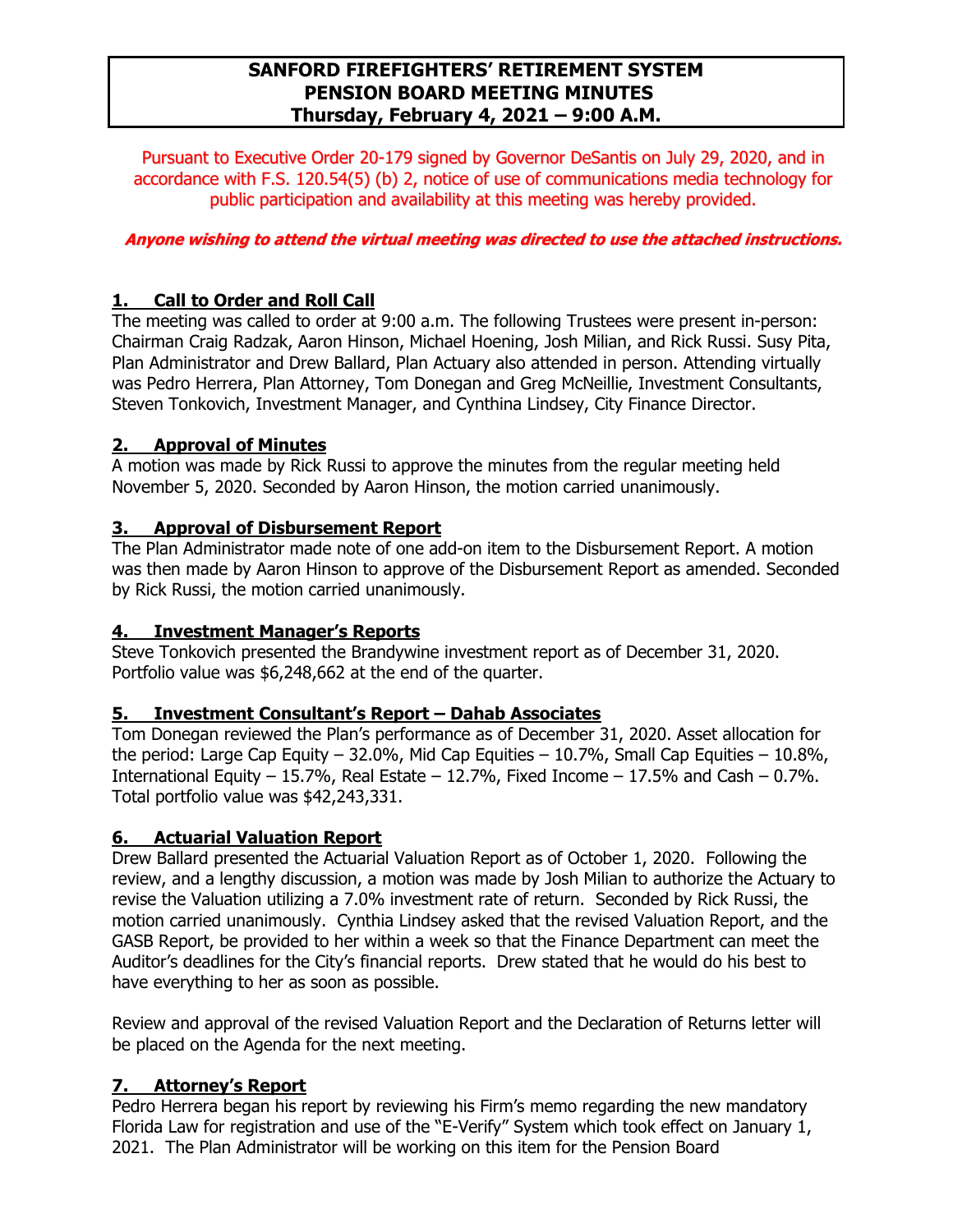# SANFORD FIREFIGHTERS' RETIREMENT SYSTEM
# PENSION BOARD MEETING MINUTES
## Thursday, February 4, 2021 – 9:00 A.M.

Pursuant to Executive Order 20-179 signed by Governor DeSantis on July 29, 2020, and in accordance with F.S. 120.54(5) (b) 2, notice of use of communications media technology for public participation and availability at this meeting was hereby provided.

***Anyone wishing to attend the virtual meeting was directed to use the attached instructions.***

## 1. Call to Order and Roll Call

The meeting was called to order at 9:00 a.m. The following Trustees were present in-person: Chairman Craig Radzak, Aaron Hinson, Michael Hoening, Josh Milian, and Rick Russi. Susy Pita, Plan Administrator and Drew Ballard, Plan Actuary also attended in person. Attending virtually was Pedro Herrera, Plan Attorney, Tom Donegan and Greg McNeillie, Investment Consultants, Steven Tonkovich, Investment Manager, and Cynthina Lindsey, City Finance Director.

## 2. Approval of Minutes

A motion was made by Rick Russi to approve the minutes from the regular meeting held November 5, 2020. Seconded by Aaron Hinson, the motion carried unanimously.

## 3. Approval of Disbursement Report

The Plan Administrator made note of one add-on item to the Disbursement Report. A motion was then made by Aaron Hinson to approve of the Disbursement Report as amended. Seconded by Rick Russi, the motion carried unanimously.

## 4. Investment Manager's Reports

Steve Tonkovich presented the Brandywine investment report as of December 31, 2020. Portfolio value was $6,248,662 at the end of the quarter.

## 5. Investment Consultant's Report – Dahab Associates

Tom Donegan reviewed the Plan's performance as of December 31, 2020. Asset allocation for the period: Large Cap Equity – 32.0%, Mid Cap Equities – 10.7%, Small Cap Equities – 10.8%, International Equity – 15.7%, Real Estate – 12.7%, Fixed Income – 17.5% and Cash – 0.7%. Total portfolio value was $42,243,331.

## 6. Actuarial Valuation Report

Drew Ballard presented the Actuarial Valuation Report as of October 1, 2020. Following the review, and a lengthy discussion, a motion was made by Josh Milian to authorize the Actuary to revise the Valuation utilizing a 7.0% investment rate of return. Seconded by Rick Russi, the motion carried unanimously. Cynthia Lindsey asked that the revised Valuation Report, and the GASB Report, be provided to her within a week so that the Finance Department can meet the Auditor's deadlines for the City's financial reports. Drew stated that he would do his best to have everything to her as soon as possible.

Review and approval of the revised Valuation Report and the Declaration of Returns letter will be placed on the Agenda for the next meeting.

## 7. Attorney's Report

Pedro Herrera began his report by reviewing his Firm's memo regarding the new mandatory Florida Law for registration and use of the "E-Verify" System which took effect on January 1, 2021. The Plan Administrator will be working on this item for the Pension Board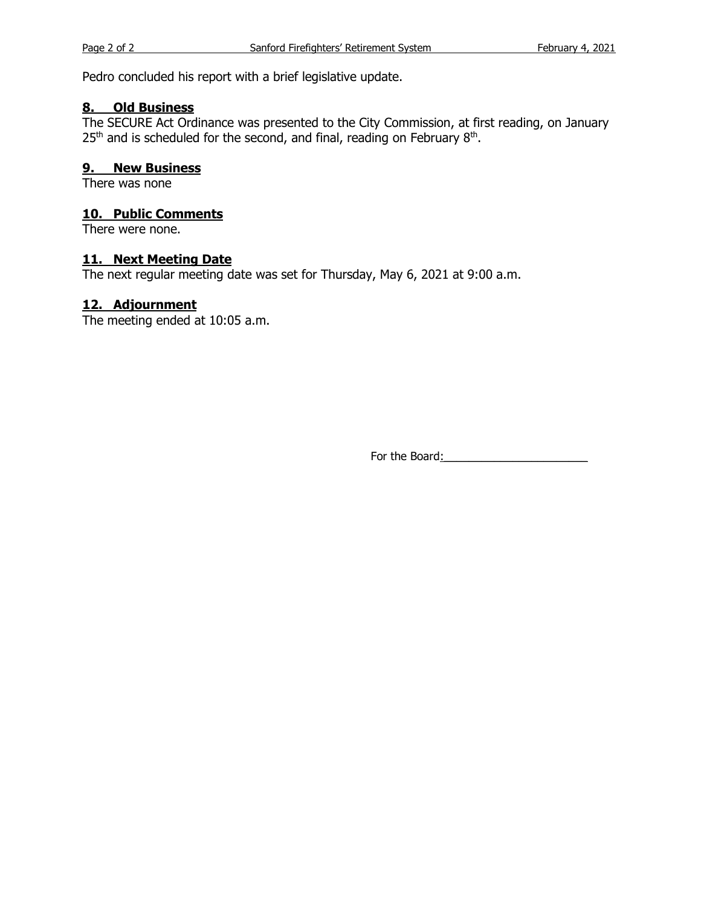Pedro concluded his report with a brief legislative update.

## 8. Old Business

The SECURE Act Ordinance was presented to the City Commission, at first reading, on January 25th and is scheduled for the second, and final, reading on February 8th.

## 9. New Business

There was none

## 10. Public Comments

There were none.

## 11. Next Meeting Date

The next regular meeting date was set for Thursday, May 6, 2021 at 9:00 a.m.

## 12. Adjournment

The meeting ended at 10:05 a.m.

For the Board:\_\_\_\_\_\_\_\_\_\_\_\_\_\_\_\_\_\_\_\_\_\_